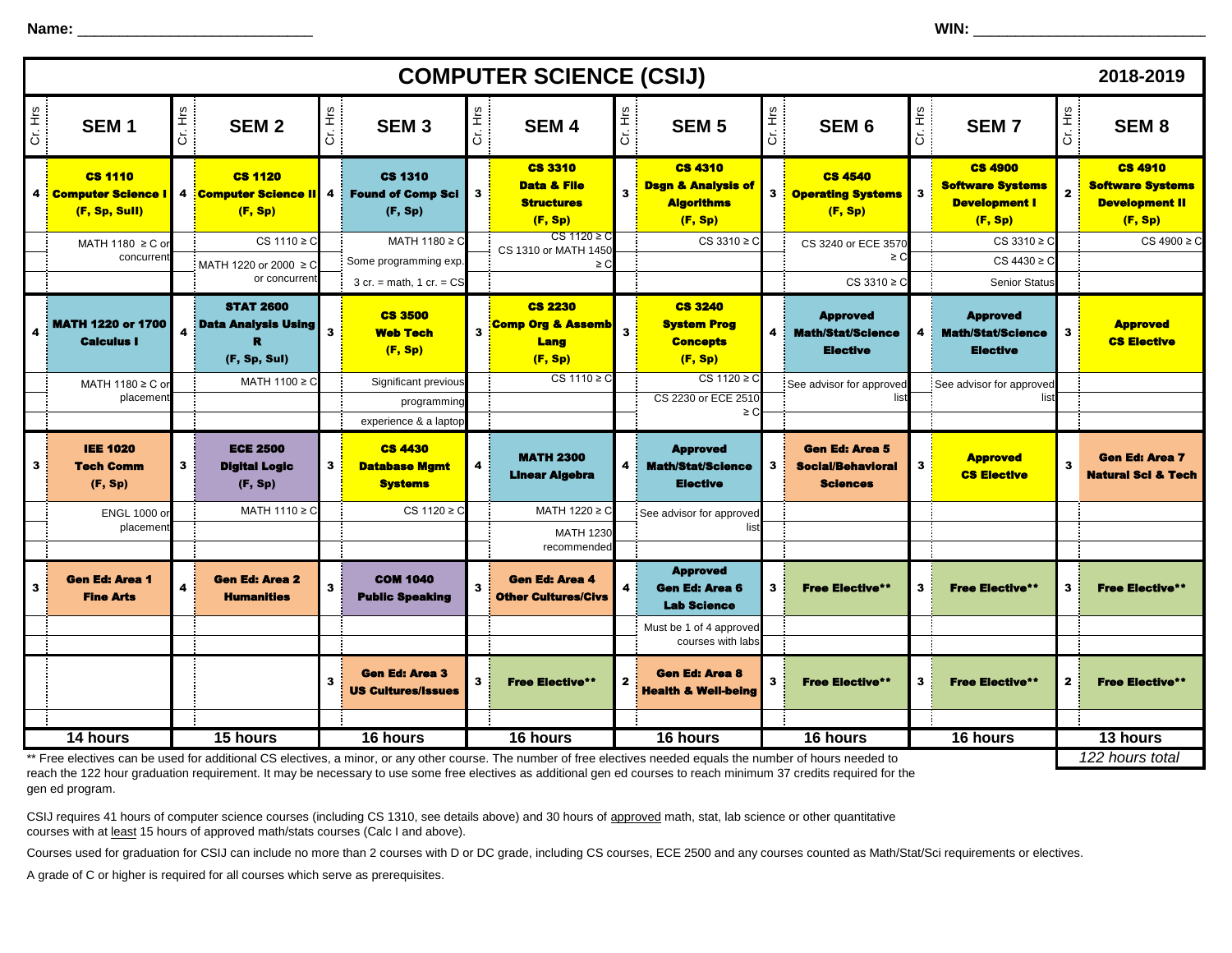Name: ____________________________ WIN: ____________________________

# COMPUTER SCIENCE (CSIJ) 2018-2019

| Cr. Hrs | SEM 1 | Cr. Hrs | SEM 2 | Cr. Hrs | SEM 3 | Cr. Hrs | SEM 4 | Cr. Hrs | SEM 5 | Cr. Hrs | SEM 6 | Cr. Hrs | SEM 7 | Cr. Hrs | SEM 8 |
|---|---|---|---|---|---|---|---|---|---|---|---|---|---|---|---|
| 4 | **CS 1110 Computer Science I (F, Sp, SuII)** | 4 | **CS 1120 Computer Science II (F, Sp)** | 4 | **CS 1310 Found of Comp Sci (F, Sp)** | 3 | **CS 3310 Data & File Structures (F, Sp)** | 3 | **CS 4310 Dsgn & Analysis of Algorithms (F, Sp)** | 3 | **CS 4540 Operating Systems (F, Sp)** | 3 | **CS 4900 Software Systems Development I (F, Sp)** | 2 | **CS 4910 Software Systems Development II (F, Sp)** |
| | MATH 1180 ≥ C or concurrent | | CS 1110 ≥ C; MATH 1220 or 2000 ≥ C or concurrent | | MATH 1180 ≥ C; Some programming exp.; 3 cr. = math, 1 cr. = CS | | CS 1120 ≥ C; CS 1310 or MATH 1450 ≥ C | | CS 3310 ≥ C | | CS 3240 or ECE 3570 ≥ C; CS 3310 ≥ C | | CS 3310 ≥ C; CS 4430 ≥ C; Senior Status | | CS 4900 ≥ C |
| 4 | **MATH 1220 or 1700 Calculus I** | 4 | **STAT 2600 Data Analysis Using R (F, Sp, SuI)** | 3 | **CS 3500 Web Tech (F, Sp)** | 3 | **CS 2230 Comp Org & Assemb Lang (F, Sp)** | 3 | **CS 3240 System Prog Concepts (F, Sp)** | 4 | **Approved Math/Stat/Science Elective** | 4 | **Approved Math/Stat/Science Elective** | 3 | **Approved CS Elective** |
| | MATH 1180 ≥ C or placement | | MATH 1100 ≥ C | | Significant previous programming experience & a laptop | | CS 1110 ≥ C | | CS 1120 ≥ C; CS 2230 or ECE 2510 ≥ C | | See advisor for approved list | | See advisor for approved list | | |
| 3 | **IEE 1020 Tech Comm (F, Sp)** | 3 | **ECE 2500 Digital Logic (F, Sp)** | 3 | **CS 4430 Database Mgmt Systems** | 4 | **MATH 2300 Linear Algebra** | 4 | **Approved Math/Stat/Science Elective** | 3 | **Gen Ed: Area 5 Social/Behavioral Sciences** | 3 | **Approved CS Elective** | 3 | **Gen Ed: Area 7 Natural Sci & Tech** |
| | ENGL 1000 or placement | | MATH 1110 ≥ C | | CS 1120 ≥ C | | MATH 1220 ≥ C; MATH 1230 recommended | | See advisor for approved list | | | | | | |
| 3 | **Gen Ed: Area 1 Fine Arts** | 4 | **Gen Ed: Area 2 Humanities** | 3 | **COM 1040 Public Speaking** | 3 | **Gen Ed: Area 4 Other Cultures/Civs** | 4 | **Approved Gen Ed: Area 6 Lab Science** | 3 | **Free Elective\*\*** | 3 | **Free Elective\*\*** | 3 | **Free Elective\*\*** |
| | | | | | | | | | Must be 1 of 4 approved courses with labs | | | | | | |
| | | | | 3 | **Gen Ed: Area 3 US Cultures/Issues** | 3 | **Free Elective\*\*** | 2 | **Gen Ed: Area 8 Health & Well-being** | 3 | **Free Elective\*\*** | 3 | **Free Elective\*\*** | 2 | **Free Elective\*\*** |
| | **14 hours** | | **15 hours** | | **16 hours** | | **16 hours** | | **16 hours** | | **16 hours** | | **16 hours** | | **13 hours** |

*122 hours total*

\*\* Free electives can be used for additional CS electives, a minor, or any other course. The number of free electives needed equals the number of hours needed to reach the 122 hour graduation requirement. It may be necessary to use some free electives as additional gen ed courses to reach minimum 37 credits required for the gen ed program.

CSIJ requires 41 hours of computer science courses (including CS 1310, see details above) and 30 hours of approved math, stat, lab science or other quantitative courses with at least 15 hours of approved math/stats courses (Calc I and above).

Courses used for graduation for CSIJ can include no more than 2 courses with D or DC grade, including CS courses, ECE 2500 and any courses counted as Math/Stat/Sci requirements or electives.

A grade of C or higher is required for all courses which serve as prerequisites.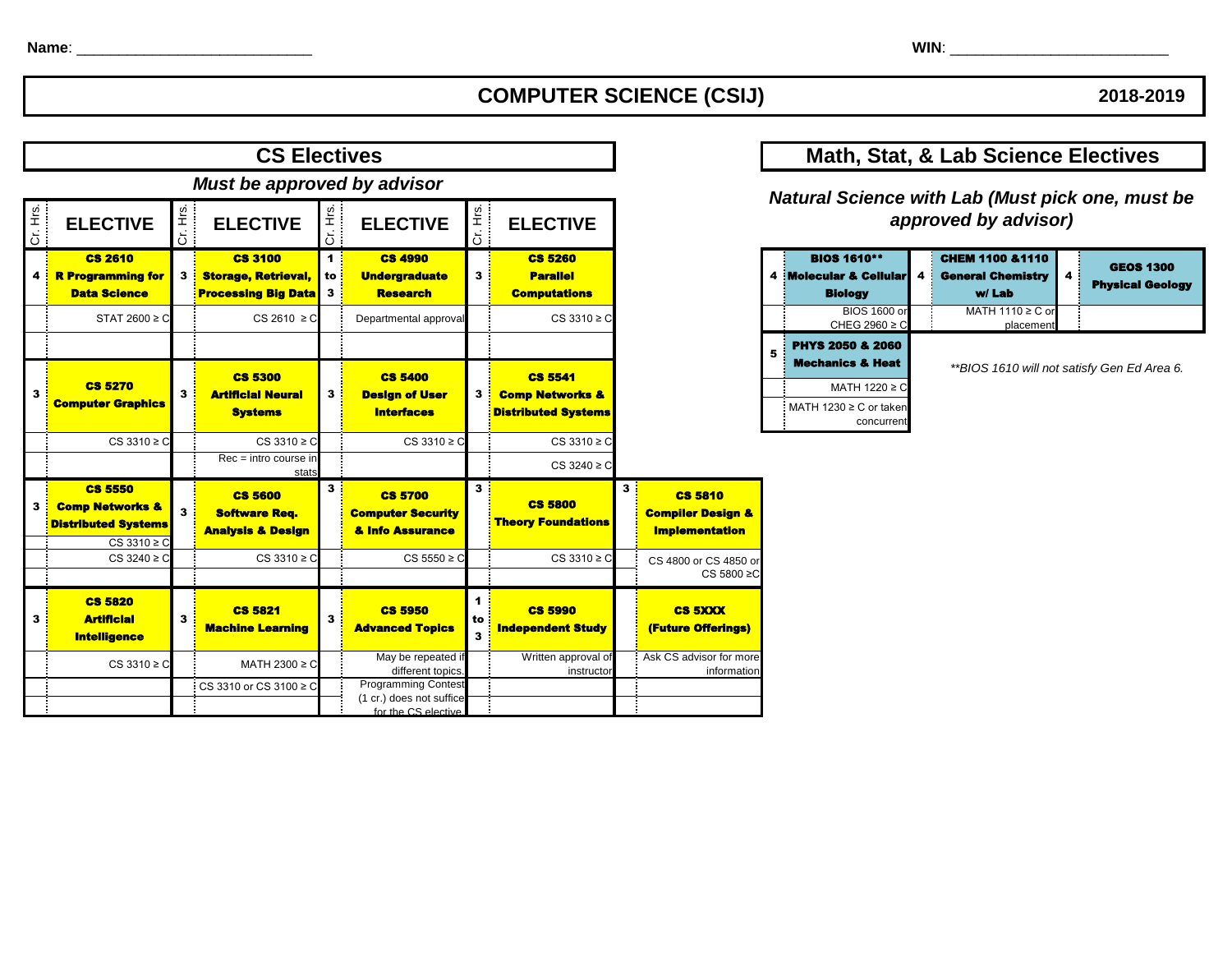Name: ____________________________ WIN: __________________________

# COMPUTER SCIENCE (CSIJ) 2018-2019

## CS Electives

*Must be approved by advisor*

| Cr. Hrs. | ELECTIVE | Cr. Hrs. | ELECTIVE | Cr. Hrs. | ELECTIVE | Cr. Hrs. | ELECTIVE | Cr. Hrs. | ELECTIVE |
|---|---|---|---|---|---|---|---|---|---|
| 4 | **CS 2610 R Programming for Data Science** | 3 | **CS 3100 Storage, Retrieval, Processing Big Data** | 1 to 3 | **CS 4990 Undergraduate Research** | 3 | **CS 5260 Parallel Computations** | | |
| | STAT 2600 ≥ C | | CS 2610 ≥ C | | Departmental approval | | CS 3310 ≥ C | | |
| 3 | **CS 5270 Computer Graphics** | 3 | **CS 5300 Artificial Neural Systems** | 3 | **CS 5400 Design of User Interfaces** | 3 | **CS 5541 Comp Networks & Distributed Systems** | | |
| | CS 3310 ≥ C | | CS 3310 ≥ C | | CS 3310 ≥ C | | CS 3310 ≥ C | | |
| | | | Rec = intro course in stats | | | | CS 3240 ≥ C | | |
| 3 | **CS 5550 Comp Networks & Distributed Systems** | 3 | **CS 5600 Software Req. Analysis & Design** | 3 | **CS 5700 Computer Security & Info Assurance** | 3 | **CS 5800 Theory Foundations** | 3 | **CS 5810 Compiler Design & Implementation** |
| | CS 3310 ≥ C | | | | | | | | |
| | CS 3240 ≥ C | | CS 3310 ≥ C | | CS 5550 ≥ C | | CS 3310 ≥ C | | CS 4800 or CS 4850 or CS 5800 ≥C |
| 3 | **CS 5820 Artificial Intelligence** | 3 | **CS 5821 Machine Learning** | 3 | **CS 5950 Advanced Topics** | 1 to 3 | **CS 5990 Independent Study** | | **CS 5XXX (Future Offerings)** |
| | CS 3310 ≥ C | | MATH 2300 ≥ C | | May be repeated if different topics. | | Written approval of instructor | | Ask CS advisor for more information |
| | | | CS 3310 or CS 3100 ≥ C | | Programming Contest (1 cr.) does not suffice for the CS elective | | | | |

## Math, Stat, & Lab Science Electives

***Natural Science with Lab (Must pick one, must be approved by advisor)***

| Cr. Hrs. | Course | Cr. Hrs. | Course | Cr. Hrs. | Course |
|---|---|---|---|---|---|
| 4 | **BIOS 1610** Molecular & Cellular Biology** | 4 | **CHEM 1100 &1110 General Chemistry w/ Lab** | 4 | **GEOS 1300 Physical Geology** |
| | BIOS 1600 or CHEG 2960 ≥ C | | MATH 1110 ≥ C or placement | | |
| 5 | **PHYS 2050 & 2060 Mechanics & Heat** | | | | |
| | MATH 1220 ≥ C | | | | |
| | MATH 1230 ≥ C or taken concurrent | | | | |

*\*\*BIOS 1610 will not satisfy Gen Ed Area 6.*